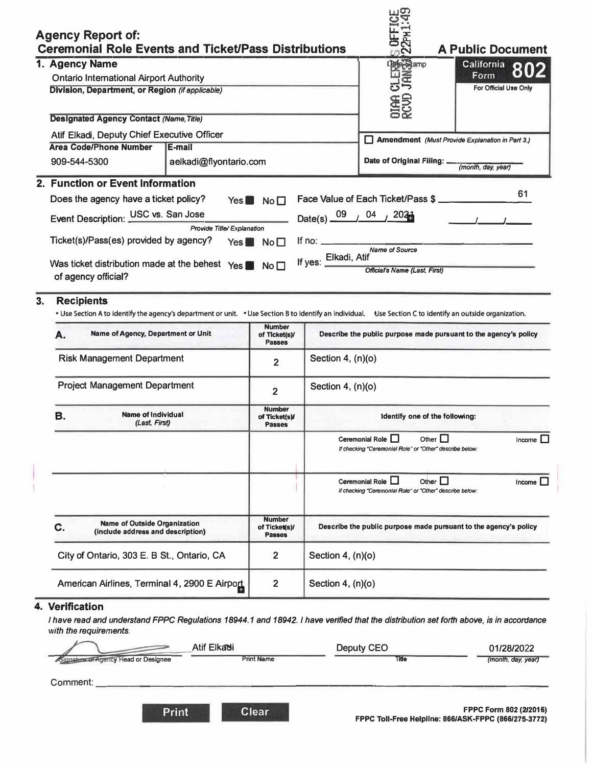# Agency Report of:
## Ceremonial Role Events and Ticket/Pass Distributions

**A Public Document**

California Form **802**

For Official Use Only

Date Stamp: OIAA CLERKS OFFICE RCVD JAN 31 22PM1:49

### 1. Agency Name

Ontario International Airport Authority

**Division, Department, or Region** *(if applicable)*

**Designated Agency Contact** *(Name, Title)*

Atif Elkadi, Deputy Chief Executive Officer

| **Area Code/Phone Number** | **E-mail** |
|---|---|
| 909-544-5300 | aelkadi@flyontario.com |

☐ **Amendment** *(Must Provide Explanation in Part 3.)*

**Date of Original Filing:** ______ *(month, day, year)*

### 2. Function or Event Information

Does the agency have a ticket policy? Yes ■ No ☐

Face Value of Each Ticket/Pass $ 61

Event Description: USC vs. San Jose *(Provide Title/ Explanation)*

Date(s) 09 / 04 / 2021

Ticket(s)/Pass(es) provided by agency? Yes ■ No ☐

If no: ______ *(Name of Source)*

Was ticket distribution made at the behest of agency official? Yes ■ No ☐

If yes: Elkadi, Atif *(Official's Name (Last, First))*

### 3. Recipients

• Use Section A to identify the agency's department or unit. • Use Section B to identify an individual. • Use Section C to identify an outside organization.

| **A.** Name of Agency, Department or Unit | Number of Ticket(s)/ Passes | Describe the public purpose made pursuant to the agency's policy |
|---|---|---|
| Risk Management Department | 2 | Section 4, (n)(o) |
| Project Management Department | 2 | Section 4, (n)(o) |

| **B.** Name of Individual (Last, First) | Number of Ticket(s)/ Passes | Identify one of the following: |
|---|---|---|
| | | Ceremonial Role ☐ Other ☐ Income ☐ *If checking "Ceremonial Role" or "Other" describe below:* |
| | | Ceremonial Role ☐ Other ☐ Income ☐ *If checking "Ceremonial Role" or "Other" describe below:* |

| **C.** Name of Outside Organization (include address and description) | Number of Ticket(s)/ Passes | Describe the public purpose made pursuant to the agency's policy |
|---|---|---|
| City of Ontario, 303 E. B St., Ontario, CA | 2 | Section 4, (n)(o) |
| American Airlines, Terminal 4, 2900 E Airport | 2 | Section 4, (n)(o) |

### 4. Verification

*I have read and understand FPPC Regulations 18944.1 and 18942. I have verified that the distribution set forth above, is in accordance with the requirements.*

| Signature of Agency Head or Designee | Print Name | Title | (month, day, year) |
|---|---|---|---|
| [signature] | Atif Elkadi | Deputy CEO | 01/28/2022 |

Comment: ______

FPPC Form 802 (2/2016)
FPPC Toll-Free Helpline: 866/ASK-FPPC (866/275-3772)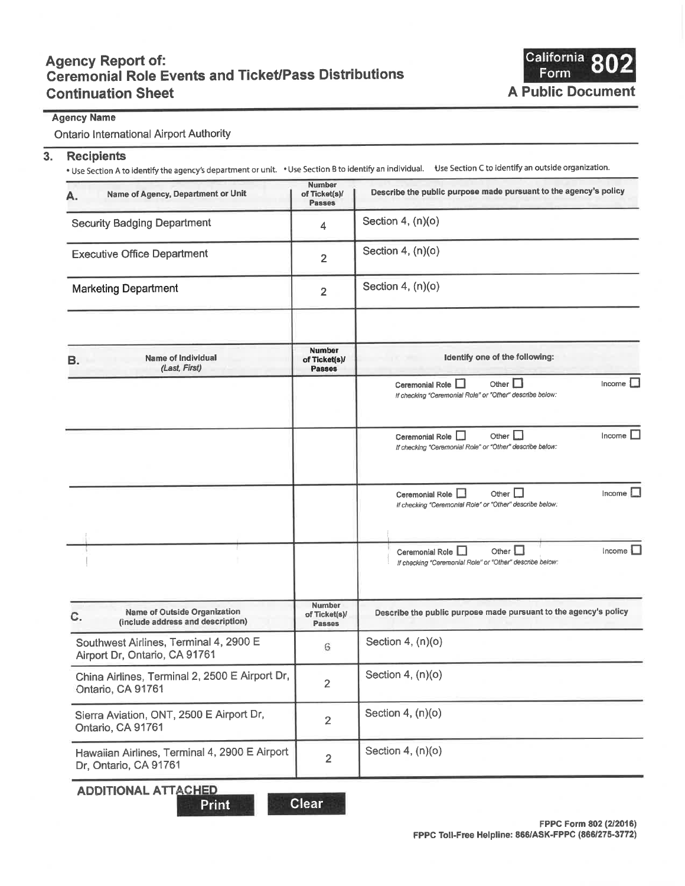# Agency Report of: Ceremonial Role Events and Ticket/Pass Distributions Continuation Sheet

**California Form 802**

**A Public Document**

**Agency Name**

Ontario International Airport Authority

## 3. Recipients

• Use Section A to identify the agency's department or unit. • Use Section B to identify an individual. Use Section C to identify an outside organization.

| A. Name of Agency, Department or Unit | Number of Ticket(s)/ Passes | Describe the public purpose made pursuant to the agency's policy |
|---|---|---|
| Security Badging Department | 4 | Section 4, (n)(o) |
| Executive Office Department | 2 | Section 4, (n)(o) |
| Marketing Department | 2 | Section 4, (n)(o) |
| | | |

| B. Name of Individual *(Last, First)* | Number of Ticket(s)/ Passes | Identify one of the following: |
|---|---|---|
| | | Ceremonial Role ☐ Other ☐ Income ☐ *If checking "Ceremonial Role" or "Other" describe below:* |
| | | Ceremonial Role ☐ Other ☐ Income ☐ *If checking "Ceremonial Role" or "Other" describe below:* |
| | | Ceremonial Role ☐ Other ☐ Income ☐ *If checking "Ceremonial Role" or "Other" describe below:* |
| | | Ceremonial Role ☐ Other ☐ Income ☐ *If checking "Ceremonial Role" or "Other" describe below:* |

| C. Name of Outside Organization (include address and description) | Number of Ticket(s)/ Passes | Describe the public purpose made pursuant to the agency's policy |
|---|---|---|
| Southwest Airlines, Terminal 4, 2900 E Airport Dr, Ontario, CA 91761 | 6 | Section 4, (n)(o) |
| China Airlines, Terminal 2, 2500 E Airport Dr, Ontario, CA 91761 | 2 | Section 4, (n)(o) |
| Sierra Aviation, ONT, 2500 E Airport Dr, Ontario, CA 91761 | 2 | Section 4, (n)(o) |
| Hawaiian Airlines, Terminal 4, 2900 E Airport Dr, Ontario, CA 91761 | 2 | Section 4, (n)(o) |

**ADDITIONAL ATTACHED**

Print Clear

FPPC Form 802 (2/2016)
FPPC Toll-Free Helpline: 866/ASK-FPPC (866/275-3772)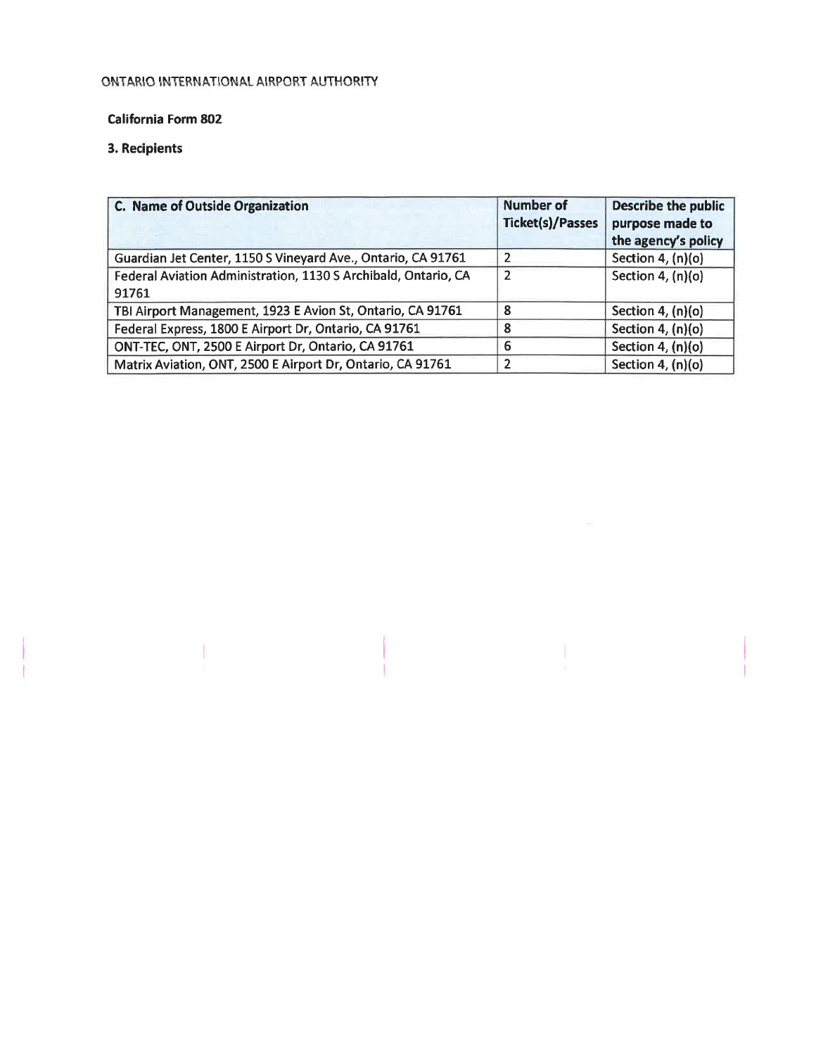ONTARIO INTERNATIONAL AIRPORT AUTHORITY

**California Form 802**

**3. Recipients**

| C. Name of Outside Organization | Number of Ticket(s)/Passes | Describe the public purpose made to the agency's policy |
|---|---|---|
| Guardian Jet Center, 1150 S Vineyard Ave., Ontario, CA 91761 | 2 | Section 4, (n)(o) |
| Federal Aviation Administration, 1130 S Archibald, Ontario, CA 91761 | 2 | Section 4, (n)(o) |
| TBI Airport Management, 1923 E Avion St, Ontario, CA 91761 | 8 | Section 4, (n)(o) |
| Federal Express, 1800 E Airport Dr, Ontario, CA 91761 | 8 | Section 4, (n)(o) |
| ONT-TEC, ONT, 2500 E Airport Dr, Ontario, CA 91761 | 6 | Section 4, (n)(o) |
| Matrix Aviation, ONT, 2500 E Airport Dr, Ontario, CA 91761 | 2 | Section 4, (n)(o) |